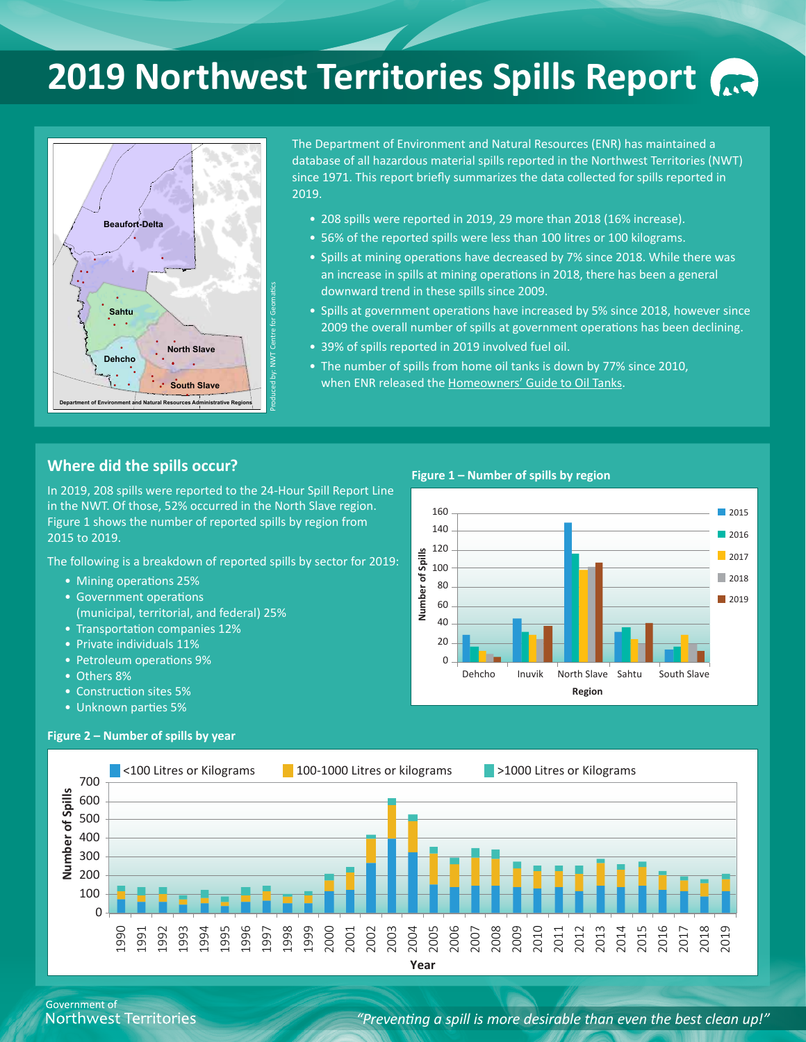# 2019 Northwest Territories Spills Report

The Department of Environment and Natural Resources (ENR) has maintained a database of all hazardous material spills reported in the Northwest Territories (NWT) since 1971. This report briefly summarizes the data collected for spills reported in 2019.

- 208 spills were reported in 2019, 29 more than 2018 (16% increase).
- 56% of the reported spills were less than 100 litres or 100 kilograms.
- Spills at mining operations have decreased by 7% since 2018. While there was an increase in spills at mining operations in 2018, there has been a general downward trend in these spills since 2009.
- Spills at government operations have increased by 5% since 2018, however since 2009 the overall number of spills at government operations has been declining.
- 39% of spills reported in 2019 involved fuel oil.
- The number of spills from home oil tanks is down by 77% since 2010, when ENR released the Homeowners' Guide to Oil Tanks.

## Where did the spills occur?

In 2019, 208 spills were reported to the 24-Hour Spill Report Line in the NWT. Of those, 52% occurred in the North Slave region. Figure 1 shows the number of reported spills by region from 2015 to 2019.

The following is a breakdown of reported spills by sector for 2019:

- Mining operations 25%
- Government operations (municipal, territorial, and federal) 25%
- Transportation companies 12%
- Private individuals 11%
- Petroleum operations 9%
- Others 8%
- Construction sites 5%
- Unknown parties 5%

**Figure 1 – Number of spills by region**

**Figure 2 – Number of spills by year**

*"Preventing a spill is more desirable than even the best clean up!"*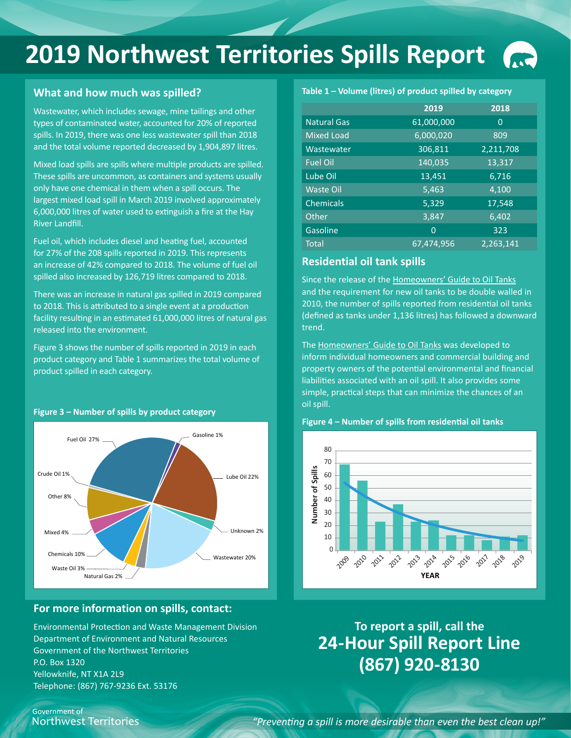# 2019 Northwest Territories Spills Report

## What and how much was spilled?

Wastewater, which includes sewage, mine tailings and other types of contaminated water, accounted for 20% of reported spills. In 2019, there was one less wastewater spill than 2018 and the total volume reported decreased by 1,904,897 litres.

Mixed load spills are spills where multiple products are spilled. These spills are uncommon, as containers and systems usually only have one chemical in them when a spill occurs. The largest mixed load spill in March 2019 involved approximately 6,000,000 litres of water used to extinguish a fire at the Hay River Landfill.

Fuel oil, which includes diesel and heating fuel, accounted for 27% of the 208 spills reported in 2019. This represents an increase of 42% compared to 2018. The volume of fuel oil spilled also increased by 126,719 litres compared to 2018.

There was an increase in natural gas spilled in 2019 compared to 2018. This is attributed to a single event at a production facility resulting in an estimated 61,000,000 litres of natural gas released into the environment.

Figure 3 shows the number of spills reported in 2019 in each product category and Table 1 summarizes the total volume of product spilled in each category.

**Figure 3 – Number of spills by product category**

Fuel Oil 27%
Gasoline 1%
Lube Oil 22%
Unknown 2%
Wastewater 20%
Natural Gas 2%
Waste Oil 3%
Chemicals 10%
Mixed 4%
Other 8%
Crude Oil 1%

**Table 1 – Volume (litres) of product spilled by category**

| | 2019 | 2018 |
|---|---|---|
| Natural Gas | 61,000,000 | 0 |
| Mixed Load | 6,000,020 | 809 |
| Wastewater | 306,811 | 2,211,708 |
| Fuel Oil | 140,035 | 13,317 |
| Lube Oil | 13,451 | 6,716 |
| Waste Oil | 5,463 | 4,100 |
| Chemicals | 5,329 | 17,548 |
| Other | 3,847 | 6,402 |
| Gasoline | 0 | 323 |
| Total | 67,474,956 | 2,263,141 |

## Residential oil tank spills

Since the release of the Homeowners' Guide to Oil Tanks and the requirement for new oil tanks to be double walled in 2010, the number of spills reported from residential oil tanks (defined as tanks under 1,136 litres) has followed a downward trend.

The Homeowners' Guide to Oil Tanks was developed to inform individual homeowners and commercial building and property owners of the potential environmental and financial liabilities associated with an oil spill. It also provides some simple, practical steps that can minimize the chances of an oil spill.

**Figure 4 – Number of spills from residential oil tanks**

Number of Spills
0 10 20 30 40 50 60 70 80
2009 2010 2011 2012 2013 2014 2015 2016 2017 2018 2019
YEAR

## For more information on spills, contact:

Environmental Protection and Waste Management Division
Department of Environment and Natural Resources
Government of the Northwest Territories
P.O. Box 1320
Yellowknife, NT X1A 2L9
Telephone: (867) 767-9236 Ext. 53176

**To report a spill, call the**
**24-Hour Spill Report Line**
**(867) 920-8130**

Government of Northwest Territories

*"Preventing a spill is more desirable than even the best clean up!"*